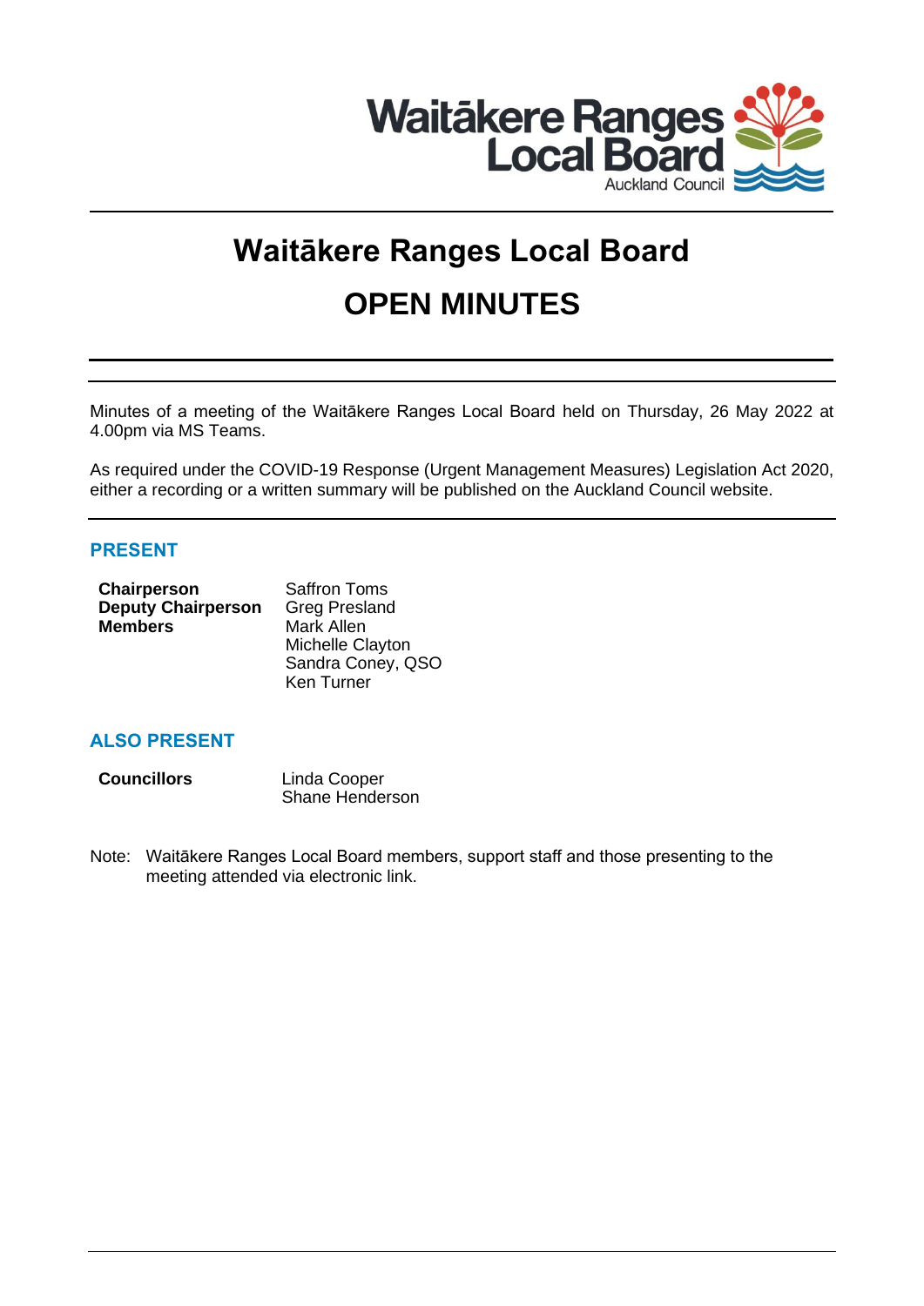Waitākere Ranges Local Board
Auckland Council

# Waitākere Ranges Local Board

# OPEN MINUTES

Minutes of a meeting of the Waitākere Ranges Local Board held on Thursday, 26 May 2022 at 4.00pm via MS Teams.

As required under the COVID-19 Response (Urgent Management Measures) Legislation Act 2020, either a recording or a written summary will be published on the Auckland Council website.

## PRESENT

| | |
|---|---|
| **Chairperson** | Saffron Toms |
| **Deputy Chairperson** | Greg Presland |
| **Members** | Mark Allen |
| | Michelle Clayton |
| | Sandra Coney, QSO |
| | Ken Turner |

## ALSO PRESENT

| | |
|---|---|
| **Councillors** | Linda Cooper |
| | Shane Henderson |

Note: Waitākere Ranges Local Board members, support staff and those presenting to the meeting attended via electronic link.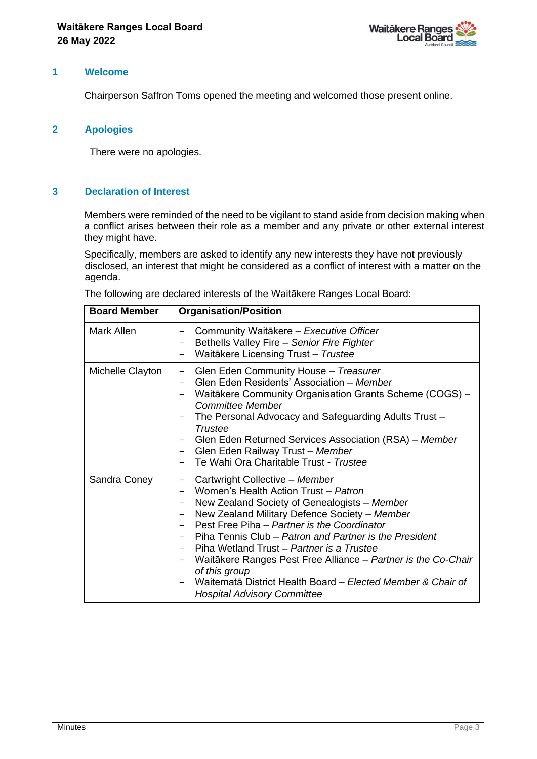## 1 Welcome

Chairperson Saffron Toms opened the meeting and welcomed those present online.

## 2 Apologies

There were no apologies.

## 3 Declaration of Interest

Members were reminded of the need to be vigilant to stand aside from decision making when a conflict arises between their role as a member and any private or other external interest they might have.

Specifically, members are asked to identify any new interests they have not previously disclosed, an interest that might be considered as a conflict of interest with a matter on the agenda.

The following are declared interests of the Waitākere Ranges Local Board:

| Board Member | Organisation/Position |
|---|---|
| Mark Allen | – Community Waitākere – *Executive Officer*<br>– Bethells Valley Fire – *Senior Fire Fighter*<br>– Waitākere Licensing Trust – *Trustee* |
| Michelle Clayton | – Glen Eden Community House – *Treasurer*<br>– Glen Eden Residents' Association – *Member*<br>– Waitākere Community Organisation Grants Scheme (COGS) – *Committee Member*<br>– The Personal Advocacy and Safeguarding Adults Trust – *Trustee*<br>– Glen Eden Returned Services Association (RSA) – *Member*<br>– Glen Eden Railway Trust – *Member*<br>– Te Wahi Ora Charitable Trust - *Trustee* |
| Sandra Coney | – Cartwright Collective – *Member*<br>– Women's Health Action Trust – *Patron*<br>– New Zealand Society of Genealogists – *Member*<br>– New Zealand Military Defence Society – *Member*<br>– Pest Free Piha – *Partner is the Coordinator*<br>– Piha Tennis Club – *Patron and Partner is the President*<br>– Piha Wetland Trust – *Partner is a Trustee*<br>– Waitākere Ranges Pest Free Alliance – *Partner is the Co-Chair of this group*<br>– Waitematā District Health Board – *Elected Member & Chair of Hospital Advisory Committee* |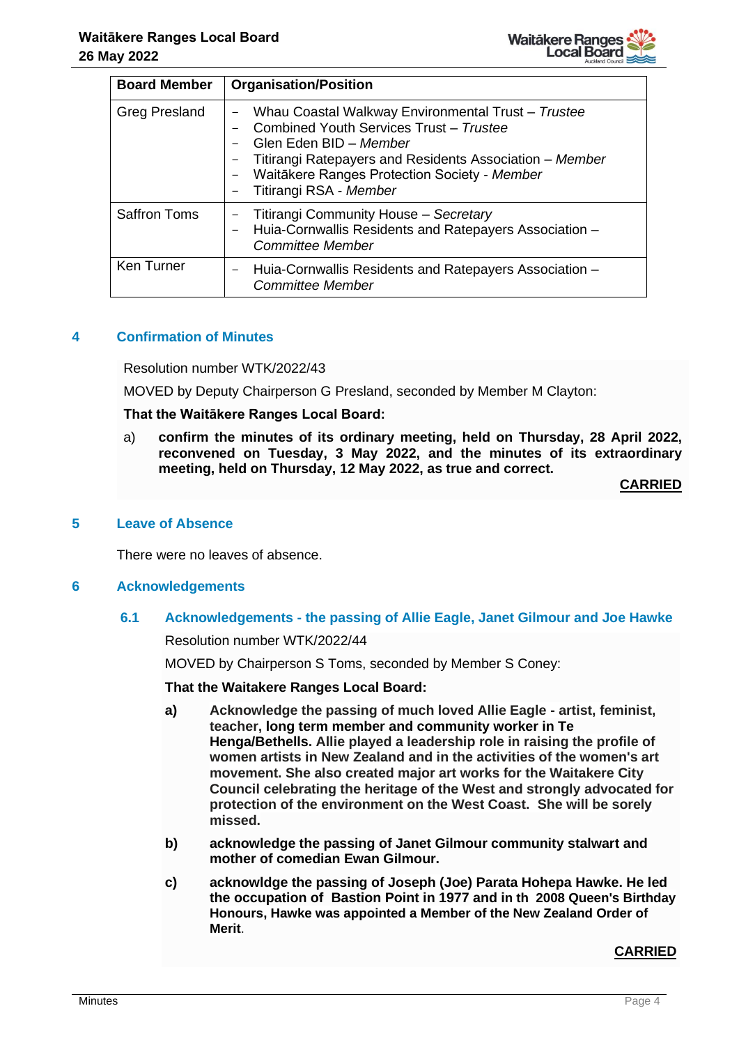| Board Member | Organisation/Position |
|---|---|
| Greg Presland | − Whau Coastal Walkway Environmental Trust – *Trustee*<br>− Combined Youth Services Trust – *Trustee*<br>− Glen Eden BID – *Member*<br>− Titirangi Ratepayers and Residents Association – *Member*<br>− Waitākere Ranges Protection Society - *Member*<br>− Titirangi RSA - *Member* |
| Saffron Toms | − Titirangi Community House – *Secretary*<br>− Huia-Cornwallis Residents and Ratepayers Association – *Committee Member* |
| Ken Turner | − Huia-Cornwallis Residents and Ratepayers Association – *Committee Member* |

## 4 Confirmation of Minutes

Resolution number WTK/2022/43

MOVED by Deputy Chairperson G Presland, seconded by Member M Clayton:

**That the Waitākere Ranges Local Board:**

a) **confirm the minutes of its ordinary meeting, held on Thursday, 28 April 2022, reconvened on Tuesday, 3 May 2022, and the minutes of its extraordinary meeting, held on Thursday, 12 May 2022, as true and correct.**

**CARRIED**

## 5 Leave of Absence

There were no leaves of absence.

## 6 Acknowledgements

### 6.1 Acknowledgements - the passing of Allie Eagle, Janet Gilmour and Joe Hawke

Resolution number WTK/2022/44

MOVED by Chairperson S Toms, seconded by Member S Coney:

**That the Waitakere Ranges Local Board:**

**a)** **Acknowledge the passing of much loved Allie Eagle - artist, feminist, teacher, long term member and community worker in Te Henga/Bethells. Allie played a leadership role in raising the profile of women artists in New Zealand and in the activities of the women's art movement. She also created major art works for the Waitakere City Council celebrating the heritage of the West and strongly advocated for protection of the environment on the West Coast. She will be sorely missed.**

**b)** **acknowledge the passing of Janet Gilmour community stalwart and mother of comedian Ewan Gilmour.**

**c)** **acknowldge the passing of Joseph (Joe) Parata Hohepa Hawke. He led the occupation of Bastion Point in 1977 and in th 2008 Queen's Birthday Honours, Hawke was appointed a Member of the New Zealand Order of Merit.**

**CARRIED**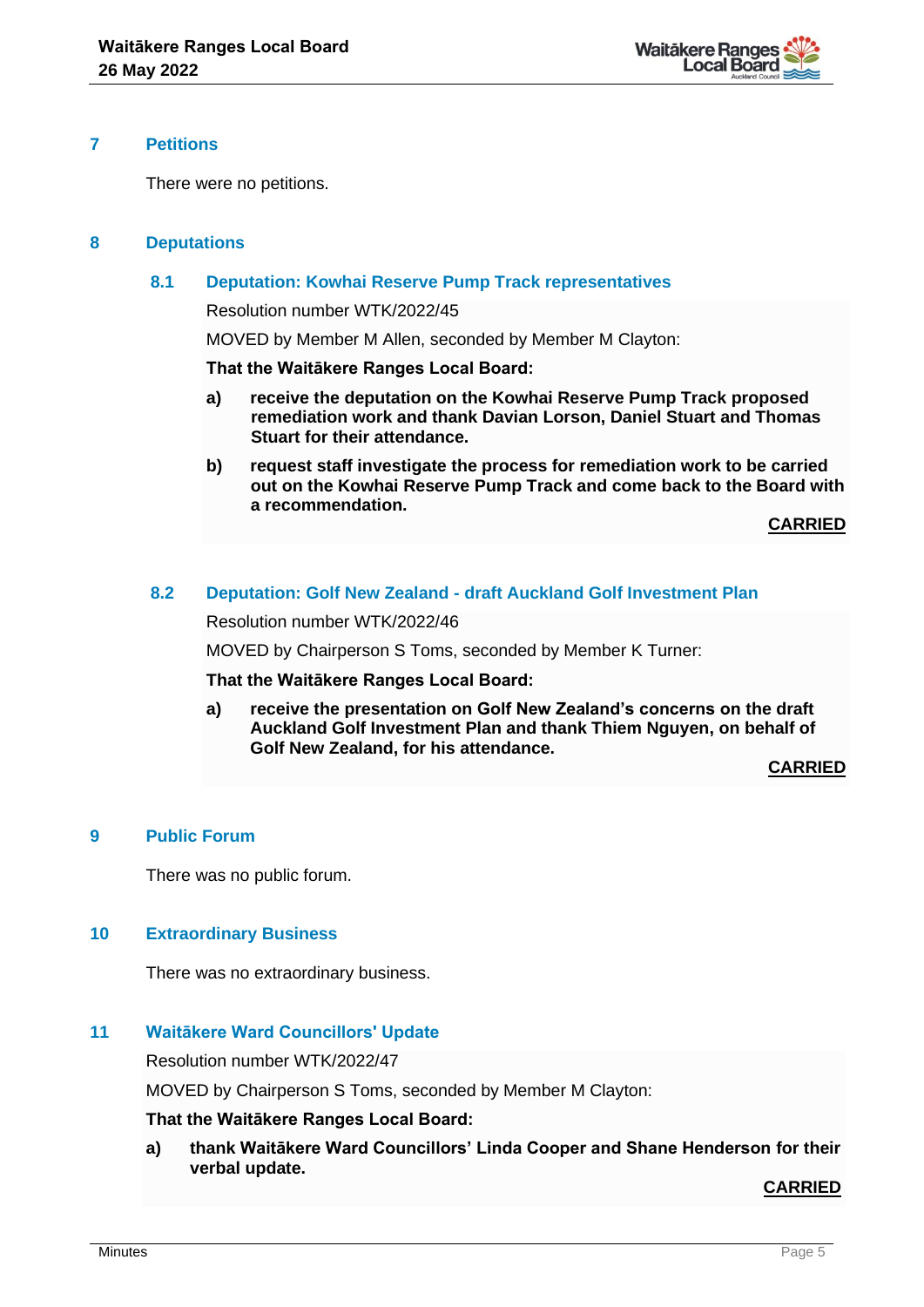## 7 Petitions

There were no petitions.

## 8 Deputations

### 8.1 Deputation: Kowhai Reserve Pump Track representatives

Resolution number WTK/2022/45

MOVED by Member M Allen, seconded by Member M Clayton:

**That the Waitākere Ranges Local Board:**

**a) receive the deputation on the Kowhai Reserve Pump Track proposed remediation work and thank Davian Lorson, Daniel Stuart and Thomas Stuart for their attendance.**

**b) request staff investigate the process for remediation work to be carried out on the Kowhai Reserve Pump Track and come back to the Board with a recommendation.**

**CARRIED**

### 8.2 Deputation: Golf New Zealand - draft Auckland Golf Investment Plan

Resolution number WTK/2022/46

MOVED by Chairperson S Toms, seconded by Member K Turner:

**That the Waitākere Ranges Local Board:**

**a) receive the presentation on Golf New Zealand's concerns on the draft Auckland Golf Investment Plan and thank Thiem Nguyen, on behalf of Golf New Zealand, for his attendance.**

**CARRIED**

## 9 Public Forum

There was no public forum.

## 10 Extraordinary Business

There was no extraordinary business.

## 11 Waitākere Ward Councillors' Update

Resolution number WTK/2022/47

MOVED by Chairperson S Toms, seconded by Member M Clayton:

**That the Waitākere Ranges Local Board:**

**a) thank Waitākere Ward Councillors' Linda Cooper and Shane Henderson for their verbal update.**

**CARRIED**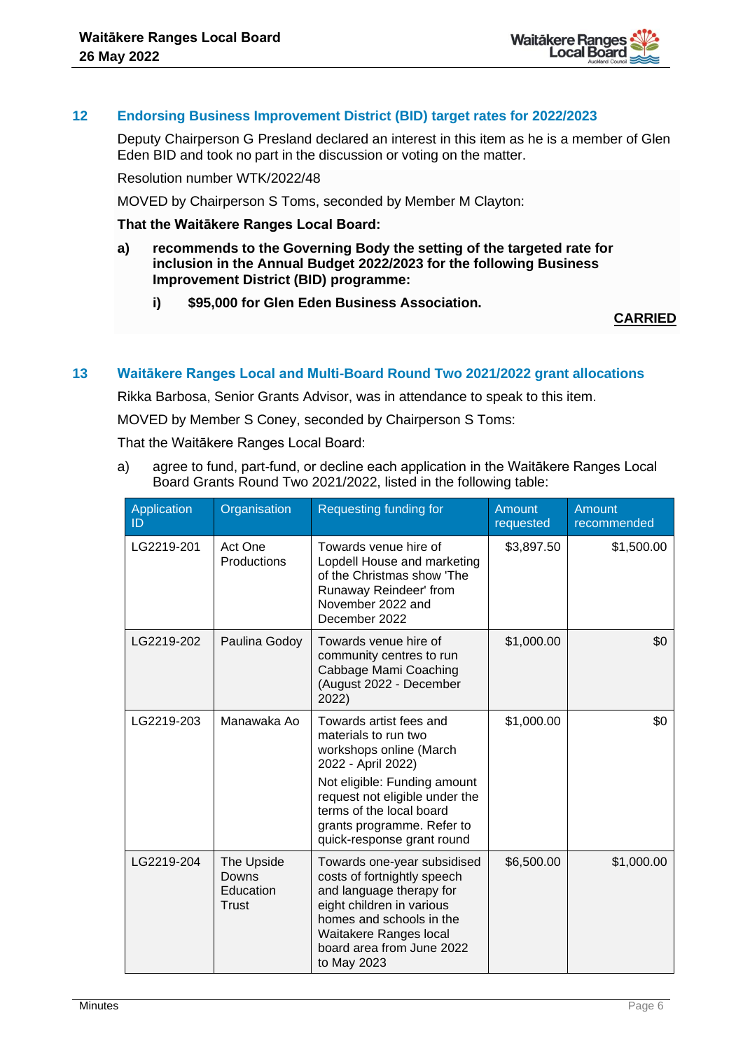## 12 Endorsing Business Improvement District (BID) target rates for 2022/2023

Deputy Chairperson G Presland declared an interest in this item as he is a member of Glen Eden BID and took no part in the discussion or voting on the matter.

Resolution number WTK/2022/48

MOVED by Chairperson S Toms, seconded by Member M Clayton:

**That the Waitākere Ranges Local Board:**

**a) recommends to the Governing Body the setting of the targeted rate for inclusion in the Annual Budget 2022/2023 for the following Business Improvement District (BID) programme:**

**i) $95,000 for Glen Eden Business Association.**

**CARRIED**

## 13 Waitākere Ranges Local and Multi-Board Round Two 2021/2022 grant allocations

Rikka Barbosa, Senior Grants Advisor, was in attendance to speak to this item.

MOVED by Member S Coney, seconded by Chairperson S Toms:

That the Waitākere Ranges Local Board:

a) agree to fund, part-fund, or decline each application in the Waitākere Ranges Local Board Grants Round Two 2021/2022, listed in the following table:

| Application ID | Organisation | Requesting funding for | Amount requested | Amount recommended |
|---|---|---|---|---|
| LG2219-201 | Act One Productions | Towards venue hire of Lopdell House and marketing of the Christmas show 'The Runaway Reindeer' from November 2022 and December 2022 | $3,897.50 | $1,500.00 |
| LG2219-202 | Paulina Godoy | Towards venue hire of community centres to run Cabbage Mami Coaching (August 2022 - December 2022) | $1,000.00 | $0 |
| LG2219-203 | Manawaka Ao | Towards artist fees and materials to run two workshops online (March 2022 - April 2022)<br>Not eligible: Funding amount request not eligible under the terms of the local board grants programme. Refer to quick-response grant round | $1,000.00 | $0 |
| LG2219-204 | The Upside Downs Education Trust | Towards one-year subsidised costs of fortnightly speech and language therapy for eight children in various homes and schools in the Waitakere Ranges local board area from June 2022 to May 2023 | $6,500.00 | $1,000.00 |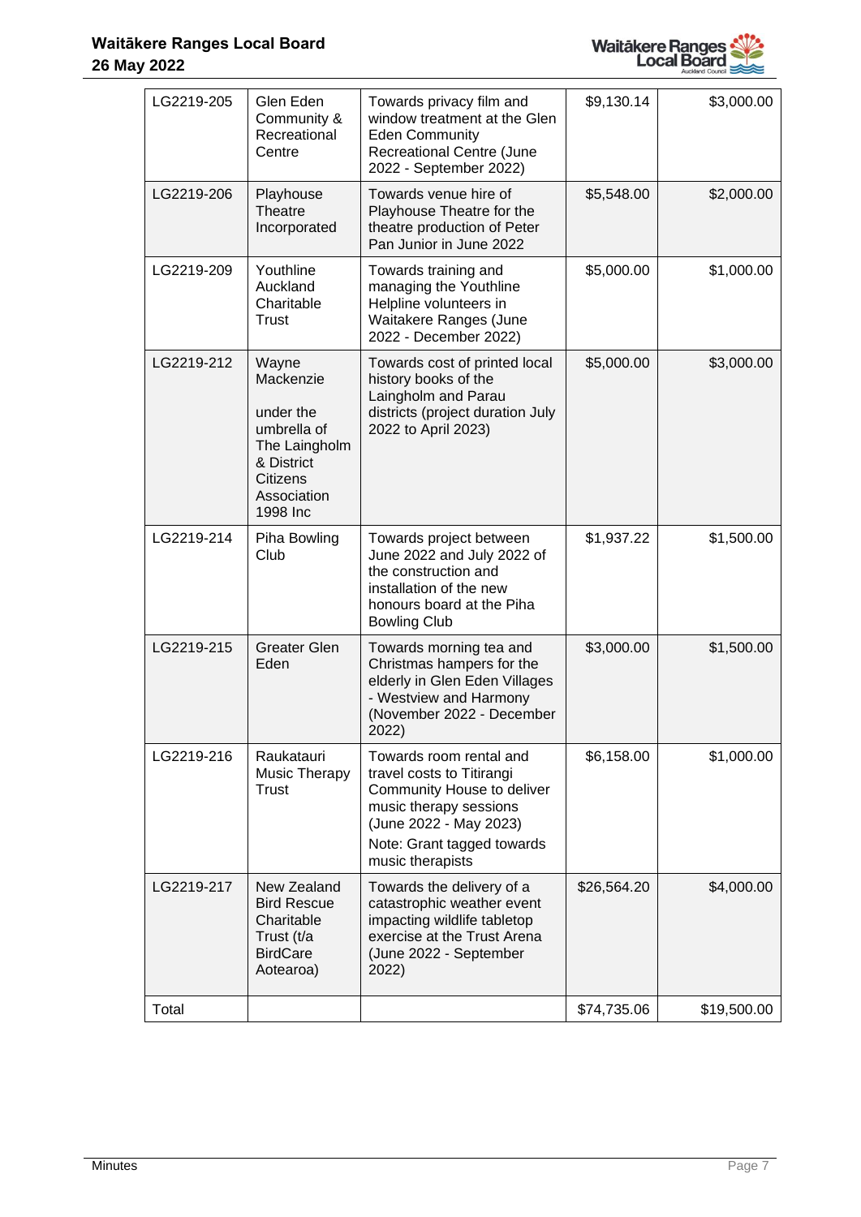| LG2219-205 | Glen Eden Community & Recreational Centre | Towards privacy film and window treatment at the Glen Eden Community Recreational Centre (June 2022 - September 2022) | $9,130.14 | $3,000.00 |
|---|---|---|---|---|
| LG2219-206 | Playhouse Theatre Incorporated | Towards venue hire of Playhouse Theatre for the theatre production of Peter Pan Junior in June 2022 | $5,548.00 | $2,000.00 |
| LG2219-209 | Youthline Auckland Charitable Trust | Towards training and managing the Youthline Helpline volunteers in Waitakere Ranges (June 2022 - December 2022) | $5,000.00 | $1,000.00 |
| LG2219-212 | Wayne Mackenzie<br><br>under the umbrella of The Laingholm & District Citizens Association 1998 Inc | Towards cost of printed local history books of the Laingholm and Parau districts (project duration July 2022 to April 2023) | $5,000.00 | $3,000.00 |
| LG2219-214 | Piha Bowling Club | Towards project between June 2022 and July 2022 of the construction and installation of the new honours board at the Piha Bowling Club | $1,937.22 | $1,500.00 |
| LG2219-215 | Greater Glen Eden | Towards morning tea and Christmas hampers for the elderly in Glen Eden Villages - Westview and Harmony (November 2022 - December 2022) | $3,000.00 | $1,500.00 |
| LG2219-216 | Raukatauri Music Therapy Trust | Towards room rental and travel costs to Titirangi Community House to deliver music therapy sessions (June 2022 - May 2023)<br><br>Note: Grant tagged towards music therapists | $6,158.00 | $1,000.00 |
| LG2219-217 | New Zealand Bird Rescue Charitable Trust (t/a BirdCare Aotearoa) | Towards the delivery of a catastrophic weather event impacting wildlife tabletop exercise at the Trust Arena (June 2022 - September 2022) | $26,564.20 | $4,000.00 |
| Total | | | $74,735.06 | $19,500.00 |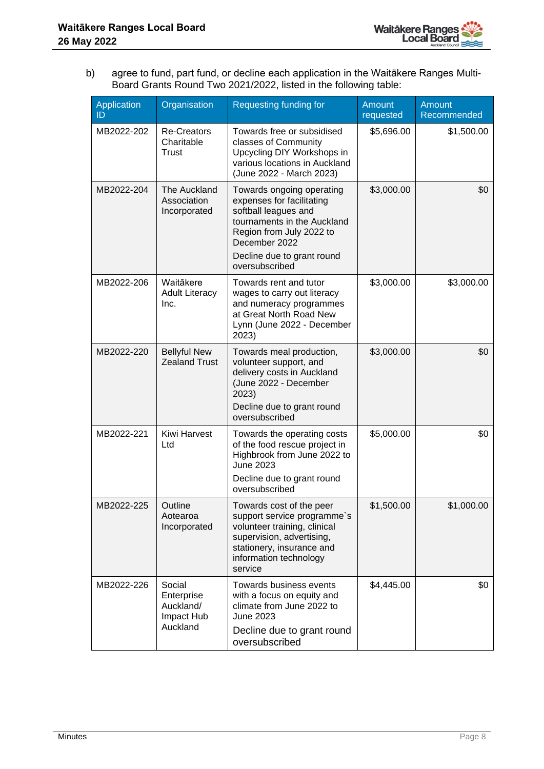b) agree to fund, part fund, or decline each application in the Waitākere Ranges Multi-Board Grants Round Two 2021/2022, listed in the following table:

| Application ID | Organisation | Requesting funding for | Amount requested | Amount Recommended |
|---|---|---|---|---|
| MB2022-202 | Re-Creators Charitable Trust | Towards free or subsidised classes of Community Upcycling DIY Workshops in various locations in Auckland (June 2022 - March 2023) | $5,696.00 | $1,500.00 |
| MB2022-204 | The Auckland Association Incorporated | Towards ongoing operating expenses for facilitating softball leagues and tournaments in the Auckland Region from July 2022 to December 2022<br>Decline due to grant round oversubscribed | $3,000.00 | $0 |
| MB2022-206 | Waitākere Adult Literacy Inc. | Towards rent and tutor wages to carry out literacy and numeracy programmes at Great North Road New Lynn (June 2022 - December 2023) | $3,000.00 | $3,000.00 |
| MB2022-220 | Bellyful New Zealand Trust | Towards meal production, volunteer support, and delivery costs in Auckland (June 2022 - December 2023)<br>Decline due to grant round oversubscribed | $3,000.00 | $0 |
| MB2022-221 | Kiwi Harvest Ltd | Towards the operating costs of the food rescue project in Highbrook from June 2022 to June 2023<br>Decline due to grant round oversubscribed | $5,000.00 | $0 |
| MB2022-225 | Outline Aotearoa Incorporated | Towards cost of the peer support service programme`s volunteer training, clinical supervision, advertising, stationery, insurance and information technology service | $1,500.00 | $1,000.00 |
| MB2022-226 | Social Enterprise Auckland/ Impact Hub Auckland | Towards business events with a focus on equity and climate from June 2022 to June 2023<br>Decline due to grant round oversubscribed | $4,445.00 | $0 |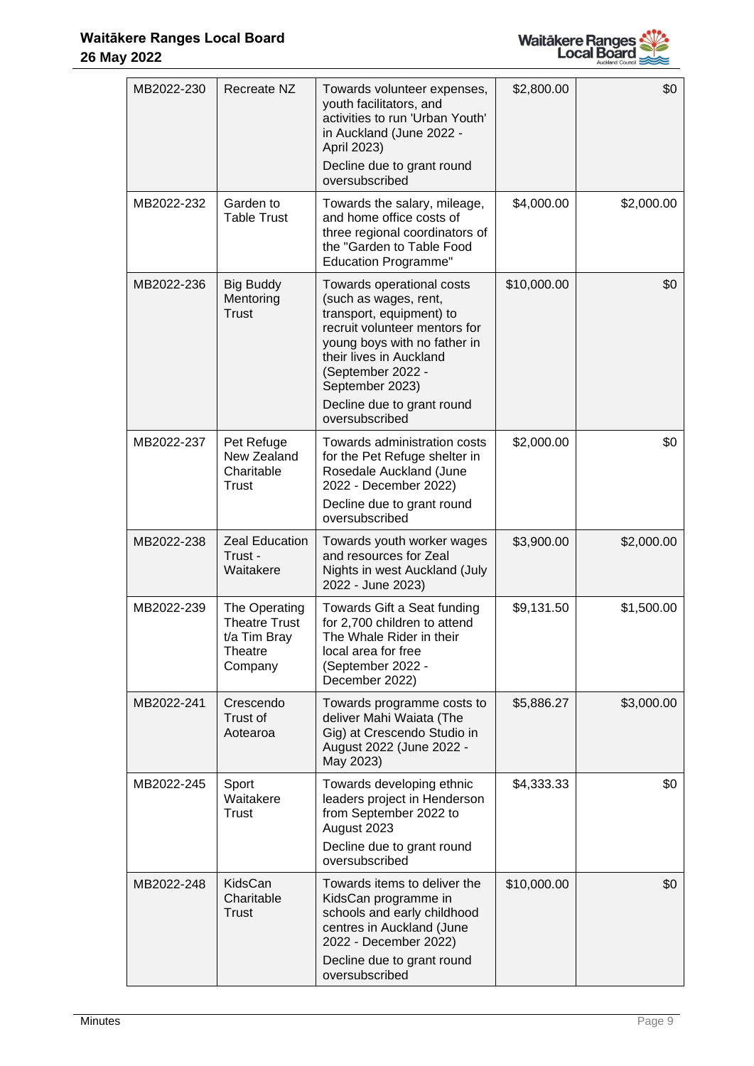| | | | | |
|---|---|---|---|---|
| MB2022-230 | Recreate NZ | Towards volunteer expenses, youth facilitators, and activities to run 'Urban Youth' in Auckland (June 2022 - April 2023)<br>Decline due to grant round oversubscribed | $2,800.00 | $0 |
| MB2022-232 | Garden to Table Trust | Towards the salary, mileage, and home office costs of three regional coordinators of the "Garden to Table Food Education Programme" | $4,000.00 | $2,000.00 |
| MB2022-236 | Big Buddy Mentoring Trust | Towards operational costs (such as wages, rent, transport, equipment) to recruit volunteer mentors for young boys with no father in their lives in Auckland (September 2022 - September 2023)<br>Decline due to grant round oversubscribed | $10,000.00 | $0 |
| MB2022-237 | Pet Refuge New Zealand Charitable Trust | Towards administration costs for the Pet Refuge shelter in Rosedale Auckland (June 2022 - December 2022)<br>Decline due to grant round oversubscribed | $2,000.00 | $0 |
| MB2022-238 | Zeal Education Trust - Waitakere | Towards youth worker wages and resources for Zeal Nights in west Auckland (July 2022 - June 2023) | $3,900.00 | $2,000.00 |
| MB2022-239 | The Operating Theatre Trust t/a Tim Bray Theatre Company | Towards Gift a Seat funding for 2,700 children to attend The Whale Rider in their local area for free (September 2022 - December 2022) | $9,131.50 | $1,500.00 |
| MB2022-241 | Crescendo Trust of Aotearoa | Towards programme costs to deliver Mahi Waiata (The Gig) at Crescendo Studio in August 2022 (June 2022 - May 2023) | $5,886.27 | $3,000.00 |
| MB2022-245 | Sport Waitakere Trust | Towards developing ethnic leaders project in Henderson from September 2022 to August 2023<br>Decline due to grant round oversubscribed | $4,333.33 | $0 |
| MB2022-248 | KidsCan Charitable Trust | Towards items to deliver the KidsCan programme in schools and early childhood centres in Auckland (June 2022 - December 2022)<br>Decline due to grant round oversubscribed | $10,000.00 | $0 |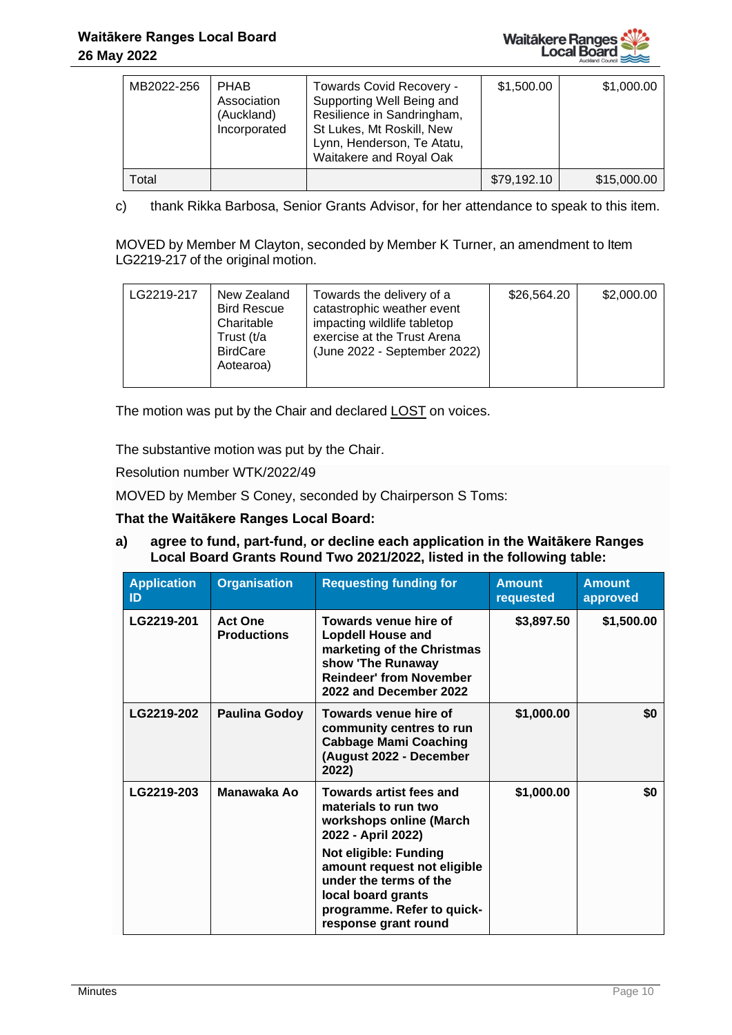| MB2022-256 | PHAB Association (Auckland) Incorporated | Towards Covid Recovery - Supporting Well Being and Resilience in Sandringham, St Lukes, Mt Roskill, New Lynn, Henderson, Te Atatu, Waitakere and Royal Oak | $1,500.00 | $1,000.00 |
|---|---|---|---|---|
| Total | | | $79,192.10 | $15,000.00 |

c) thank Rikka Barbosa, Senior Grants Advisor, for her attendance to speak to this item.

MOVED by Member M Clayton, seconded by Member K Turner, an amendment to Item LG2219-217 of the original motion.

| LG2219-217 | New Zealand Bird Rescue Charitable Trust (t/a BirdCare Aotearoa) | Towards the delivery of a catastrophic weather event impacting wildlife tabletop exercise at the Trust Arena (June 2022 - September 2022) | $26,564.20 | $2,000.00 |
|---|---|---|---|---|

The motion was put by the Chair and declared LOST on voices.

The substantive motion was put by the Chair.

Resolution number WTK/2022/49

MOVED by Member S Coney, seconded by Chairperson S Toms:

**That the Waitākere Ranges Local Board:**

**a) agree to fund, part-fund, or decline each application in the Waitākere Ranges Local Board Grants Round Two 2021/2022, listed in the following table:**

| Application ID | Organisation | Requesting funding for | Amount requested | Amount approved |
|---|---|---|---|---|
| **LG2219-201** | **Act One Productions** | **Towards venue hire of Lopdell House and marketing of the Christmas show 'The Runaway Reindeer' from November 2022 and December 2022** | **$3,897.50** | **$1,500.00** |
| **LG2219-202** | **Paulina Godoy** | **Towards venue hire of community centres to run Cabbage Mami Coaching (August 2022 - December 2022)** | **$1,000.00** | **$0** |
| **LG2219-203** | **Manawaka Ao** | **Towards artist fees and materials to run two workshops online (March 2022 - April 2022)**<br><br>**Not eligible: Funding amount request not eligible under the terms of the local board grants programme. Refer to quick-response grant round** | **$1,000.00** | **$0** |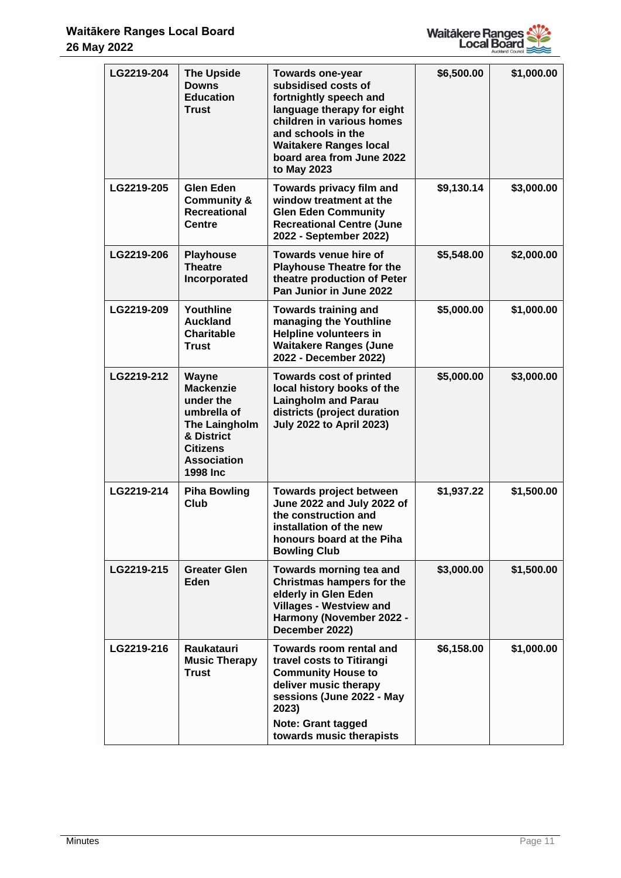| LG2219-204 | The Upside Downs Education Trust | Towards one-year subsidised costs of fortnightly speech and language therapy for eight children in various homes and schools in the Waitakere Ranges local board area from June 2022 to May 2023 | $6,500.00 | $1,000.00 |
|---|---|---|---|---|
| LG2219-205 | Glen Eden Community & Recreational Centre | Towards privacy film and window treatment at the Glen Eden Community Recreational Centre (June 2022 - September 2022) | $9,130.14 | $3,000.00 |
| LG2219-206 | Playhouse Theatre Incorporated | Towards venue hire of Playhouse Theatre for the theatre production of Peter Pan Junior in June 2022 | $5,548.00 | $2,000.00 |
| LG2219-209 | Youthline Auckland Charitable Trust | Towards training and managing the Youthline Helpline volunteers in Waitakere Ranges (June 2022 - December 2022) | $5,000.00 | $1,000.00 |
| LG2219-212 | Wayne Mackenzie under the umbrella of The Laingholm & District Citizens Association 1998 Inc | Towards cost of printed local history books of the Laingholm and Parau districts (project duration July 2022 to April 2023) | $5,000.00 | $3,000.00 |
| LG2219-214 | Piha Bowling Club | Towards project between June 2022 and July 2022 of the construction and installation of the new honours board at the Piha Bowling Club | $1,937.22 | $1,500.00 |
| LG2219-215 | Greater Glen Eden | Towards morning tea and Christmas hampers for the elderly in Glen Eden Villages - Westview and Harmony (November 2022 - December 2022) | $3,000.00 | $1,500.00 |
| LG2219-216 | Raukatauri Music Therapy Trust | Towards room rental and travel costs to Titirangi Community House to deliver music therapy sessions (June 2022 - May 2023)<br><br>Note: Grant tagged towards music therapists | $6,158.00 | $1,000.00 |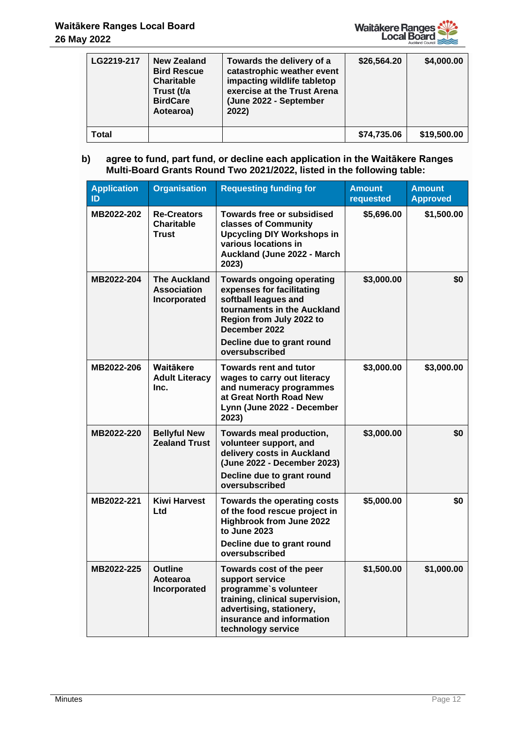| LG2219-217 | New Zealand Bird Rescue Charitable Trust (t/a BirdCare Aotearoa) | Towards the delivery of a catastrophic weather event impacting wildlife tabletop exercise at the Trust Arena (June 2022 - September 2022) | $26,564.20 | $4,000.00 |
|---|---|---|---|---|
| **Total** | | | **$74,735.06** | **$19,500.00** |

b) **agree to fund, part fund, or decline each application in the Waitākere Ranges Multi-Board Grants Round Two 2021/2022, listed in the following table:**

| Application ID | Organisation | Requesting funding for | Amount requested | Amount Approved |
|---|---|---|---|---|
| MB2022-202 | Re-Creators Charitable Trust | Towards free or subsidised classes of Community Upcycling DIY Workshops in various locations in Auckland (June 2022 - March 2023) | $5,696.00 | $1,500.00 |
| MB2022-204 | The Auckland Association Incorporated | Towards ongoing operating expenses for facilitating softball leagues and tournaments in the Auckland Region from July 2022 to December 2022<br><br>Decline due to grant round oversubscribed | $3,000.00 | $0 |
| MB2022-206 | Waitākere Adult Literacy Inc. | Towards rent and tutor wages to carry out literacy and numeracy programmes at Great North Road New Lynn (June 2022 - December 2023) | $3,000.00 | $3,000.00 |
| MB2022-220 | Bellyful New Zealand Trust | Towards meal production, volunteer support, and delivery costs in Auckland (June 2022 - December 2023)<br><br>Decline due to grant round oversubscribed | $3,000.00 | $0 |
| MB2022-221 | Kiwi Harvest Ltd | Towards the operating costs of the food rescue project in Highbrook from June 2022 to June 2023<br><br>Decline due to grant round oversubscribed | $5,000.00 | $0 |
| MB2022-225 | Outline Aotearoa Incorporated | Towards cost of the peer support service programme`s volunteer training, clinical supervision, advertising, stationery, insurance and information technology service | $1,500.00 | $1,000.00 |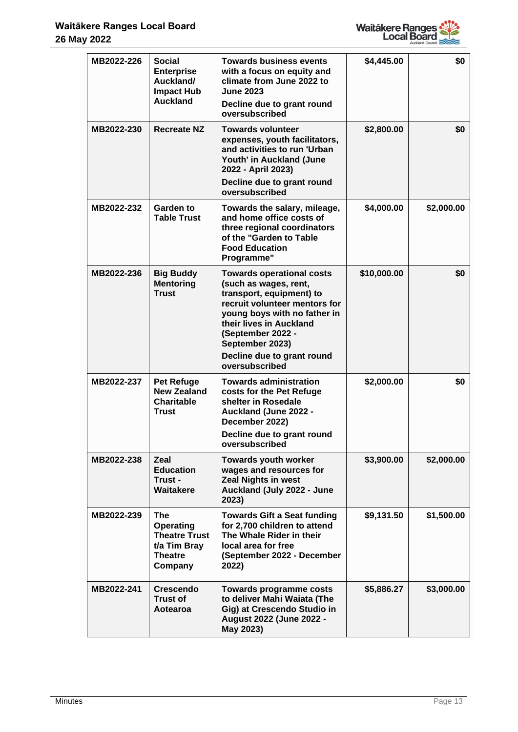| MB2022-226 | Social Enterprise Auckland/ Impact Hub Auckland | Towards business events with a focus on equity and climate from June 2022 to June 2023<br><br>Decline due to grant round oversubscribed | $4,445.00 | $0 |
|---|---|---|---|---|
| MB2022-230 | Recreate NZ | Towards volunteer expenses, youth facilitators, and activities to run 'Urban Youth' in Auckland (June 2022 - April 2023)<br><br>Decline due to grant round oversubscribed | $2,800.00 | $0 |
| MB2022-232 | Garden to Table Trust | Towards the salary, mileage, and home office costs of three regional coordinators of the "Garden to Table Food Education Programme" | $4,000.00 | $2,000.00 |
| MB2022-236 | Big Buddy Mentoring Trust | Towards operational costs (such as wages, rent, transport, equipment) to recruit volunteer mentors for young boys with no father in their lives in Auckland (September 2022 - September 2023)<br><br>Decline due to grant round oversubscribed | $10,000.00 | $0 |
| MB2022-237 | Pet Refuge New Zealand Charitable Trust | Towards administration costs for the Pet Refuge shelter in Rosedale Auckland (June 2022 - December 2022)<br><br>Decline due to grant round oversubscribed | $2,000.00 | $0 |
| MB2022-238 | Zeal Education Trust - Waitakere | Towards youth worker wages and resources for Zeal Nights in west Auckland (July 2022 - June 2023) | $3,900.00 | $2,000.00 |
| MB2022-239 | The Operating Theatre Trust t/a Tim Bray Theatre Company | Towards Gift a Seat funding for 2,700 children to attend The Whale Rider in their local area for free (September 2022 - December 2022) | $9,131.50 | $1,500.00 |
| MB2022-241 | Crescendo Trust of Aotearoa | Towards programme costs to deliver Mahi Waiata (The Gig) at Crescendo Studio in August 2022 (June 2022 - May 2023) | $5,886.27 | $3,000.00 |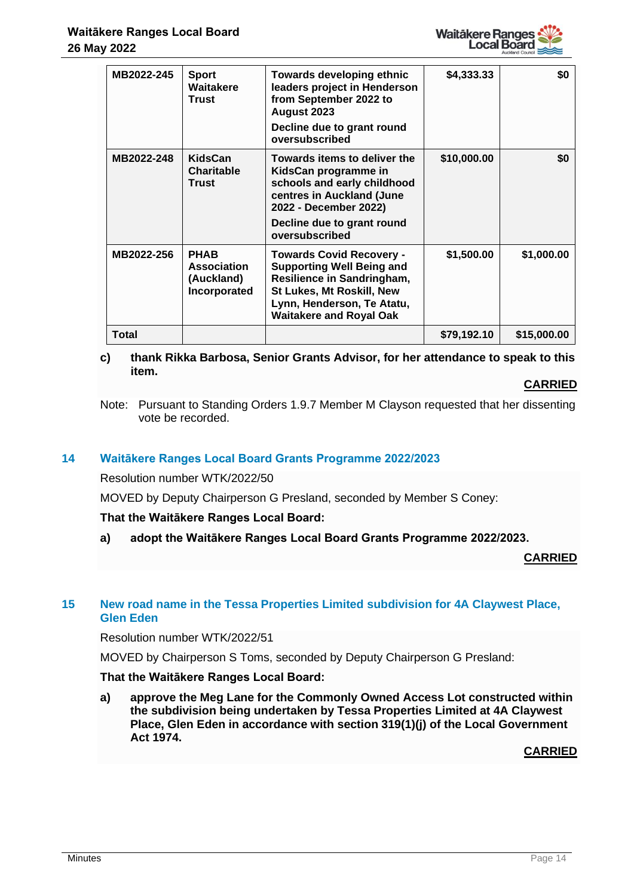| MB2022-245 | Sport Waitakere Trust | Towards developing ethnic leaders project in Henderson from September 2022 to August 2023<br><br>Decline due to grant round oversubscribed | $4,333.33 | $0 |
|---|---|---|---|---|
| MB2022-248 | KidsCan Charitable Trust | Towards items to deliver the KidsCan programme in schools and early childhood centres in Auckland (June 2022 - December 2022)<br><br>Decline due to grant round oversubscribed | $10,000.00 | $0 |
| MB2022-256 | PHAB Association (Auckland) Incorporated | Towards Covid Recovery - Supporting Well Being and Resilience in Sandringham, St Lukes, Mt Roskill, New Lynn, Henderson, Te Atatu, Waitakere and Royal Oak | $1,500.00 | $1,000.00 |
| **Total** | | | $79,192.10 | $15,000.00 |

c) **thank Rikka Barbosa, Senior Grants Advisor, for her attendance to speak to this item.**

**CARRIED**

Note: Pursuant to Standing Orders 1.9.7 Member M Clayson requested that her dissenting vote be recorded.

## 14 Waitākere Ranges Local Board Grants Programme 2022/2023

Resolution number WTK/2022/50

MOVED by Deputy Chairperson G Presland, seconded by Member S Coney:

**That the Waitākere Ranges Local Board:**

a) **adopt the Waitākere Ranges Local Board Grants Programme 2022/2023.**

**CARRIED**

## 15 New road name in the Tessa Properties Limited subdivision for 4A Claywest Place, Glen Eden

Resolution number WTK/2022/51

MOVED by Chairperson S Toms, seconded by Deputy Chairperson G Presland:

**That the Waitākere Ranges Local Board:**

a) **approve the Meg Lane for the Commonly Owned Access Lot constructed within the subdivision being undertaken by Tessa Properties Limited at 4A Claywest Place, Glen Eden in accordance with section 319(1)(j) of the Local Government Act 1974.**

**CARRIED**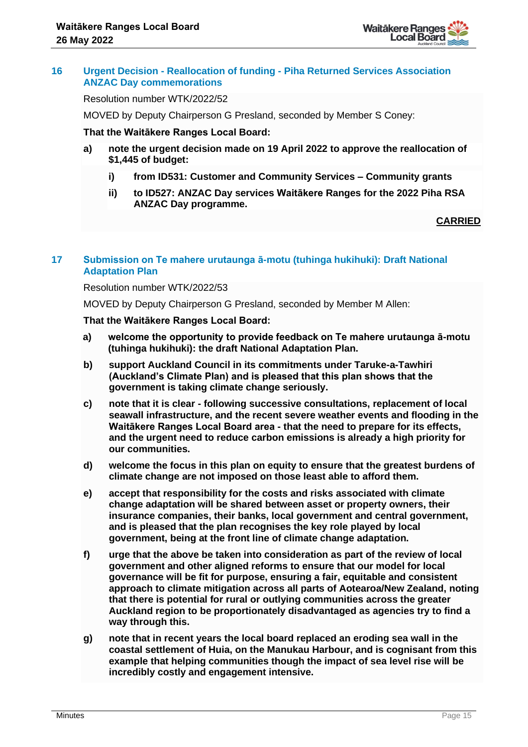## 16 Urgent Decision - Reallocation of funding - Piha Returned Services Association ANZAC Day commemorations

Resolution number WTK/2022/52

MOVED by Deputy Chairperson G Presland, seconded by Member S Coney:

**That the Waitākere Ranges Local Board:**

**a) note the urgent decision made on 19 April 2022 to approve the reallocation of $1,445 of budget:**

**i) from ID531: Customer and Community Services – Community grants**

**ii) to ID527: ANZAC Day services Waitākere Ranges for the 2022 Piha RSA ANZAC Day programme.**

**CARRIED**

## 17 Submission on Te mahere urutaunga ā-motu (tuhinga hukihuki): Draft National Adaptation Plan

Resolution number WTK/2022/53

MOVED by Deputy Chairperson G Presland, seconded by Member M Allen:

**That the Waitākere Ranges Local Board:**

**a) welcome the opportunity to provide feedback on Te mahere urutaunga ā-motu (tuhinga hukihuki): the draft National Adaptation Plan.**

**b) support Auckland Council in its commitments under Taruke-a-Tawhiri (Auckland's Climate Plan) and is pleased that this plan shows that the government is taking climate change seriously.**

**c) note that it is clear - following successive consultations, replacement of local seawall infrastructure, and the recent severe weather events and flooding in the Waitākere Ranges Local Board area - that the need to prepare for its effects, and the urgent need to reduce carbon emissions is already a high priority for our communities.**

**d) welcome the focus in this plan on equity to ensure that the greatest burdens of climate change are not imposed on those least able to afford them.**

**e) accept that responsibility for the costs and risks associated with climate change adaptation will be shared between asset or property owners, their insurance companies, their banks, local government and central government, and is pleased that the plan recognises the key role played by local government, being at the front line of climate change adaptation.**

**f) urge that the above be taken into consideration as part of the review of local government and other aligned reforms to ensure that our model for local governance will be fit for purpose, ensuring a fair, equitable and consistent approach to climate mitigation across all parts of Aotearoa/New Zealand, noting that there is potential for rural or outlying communities across the greater Auckland region to be proportionately disadvantaged as agencies try to find a way through this.**

**g) note that in recent years the local board replaced an eroding sea wall in the coastal settlement of Huia, on the Manukau Harbour, and is cognisant from this example that helping communities though the impact of sea level rise will be incredibly costly and engagement intensive.**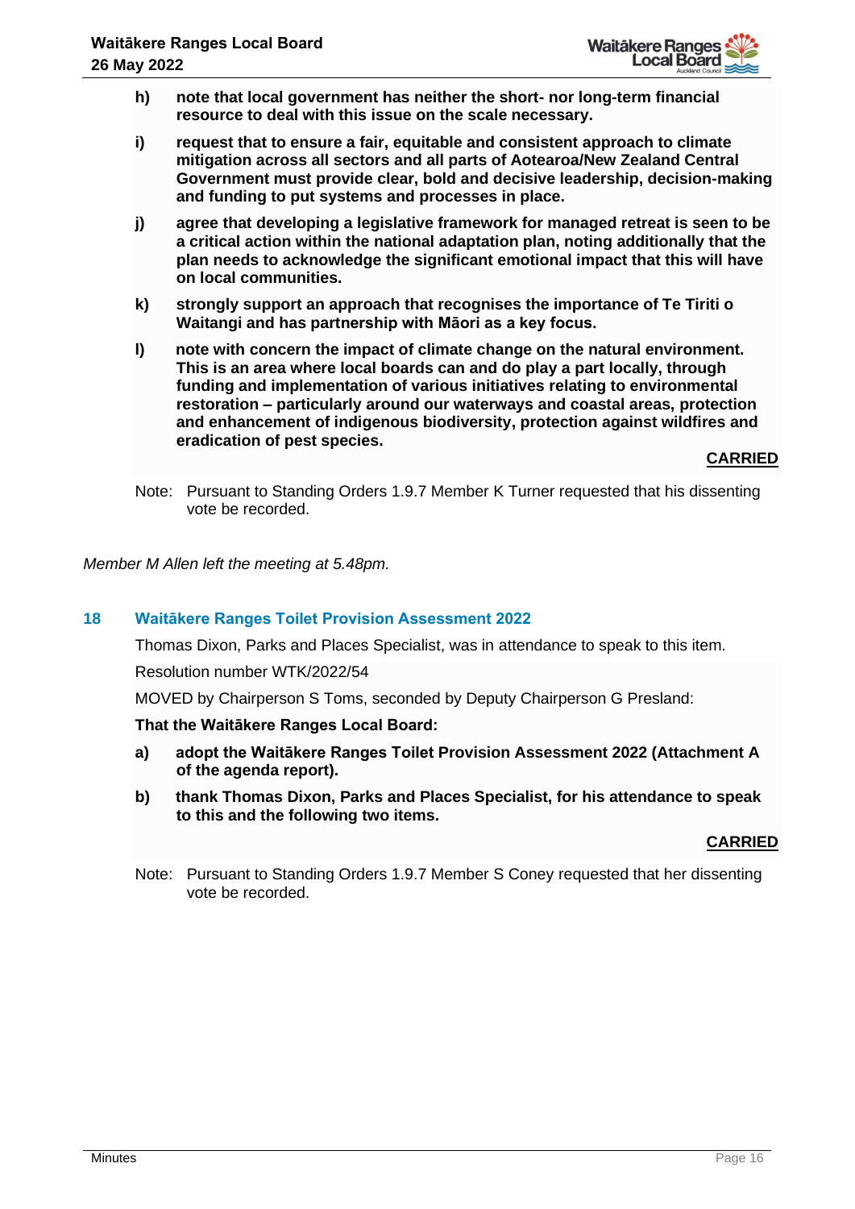h) **note that local government has neither the short- nor long-term financial resource to deal with this issue on the scale necessary.**

i) **request that to ensure a fair, equitable and consistent approach to climate mitigation across all sectors and all parts of Aotearoa/New Zealand Central Government must provide clear, bold and decisive leadership, decision-making and funding to put systems and processes in place.**

j) **agree that developing a legislative framework for managed retreat is seen to be a critical action within the national adaptation plan, noting additionally that the plan needs to acknowledge the significant emotional impact that this will have on local communities.**

k) **strongly support an approach that recognises the importance of Te Tiriti o Waitangi and has partnership with Māori as a key focus.**

l) **note with concern the impact of climate change on the natural environment. This is an area where local boards can and do play a part locally, through funding and implementation of various initiatives relating to environmental restoration – particularly around our waterways and coastal areas, protection and enhancement of indigenous biodiversity, protection against wildfires and eradication of pest species.**

**CARRIED**

Note: Pursuant to Standing Orders 1.9.7 Member K Turner requested that his dissenting vote be recorded.

*Member M Allen left the meeting at 5.48pm.*

## 18 Waitākere Ranges Toilet Provision Assessment 2022

Thomas Dixon, Parks and Places Specialist, was in attendance to speak to this item.

Resolution number WTK/2022/54

MOVED by Chairperson S Toms, seconded by Deputy Chairperson G Presland:

**That the Waitākere Ranges Local Board:**

a) **adopt the Waitākere Ranges Toilet Provision Assessment 2022 (Attachment A of the agenda report).**

b) **thank Thomas Dixon, Parks and Places Specialist, for his attendance to speak to this and the following two items.**

**CARRIED**

Note: Pursuant to Standing Orders 1.9.7 Member S Coney requested that her dissenting vote be recorded.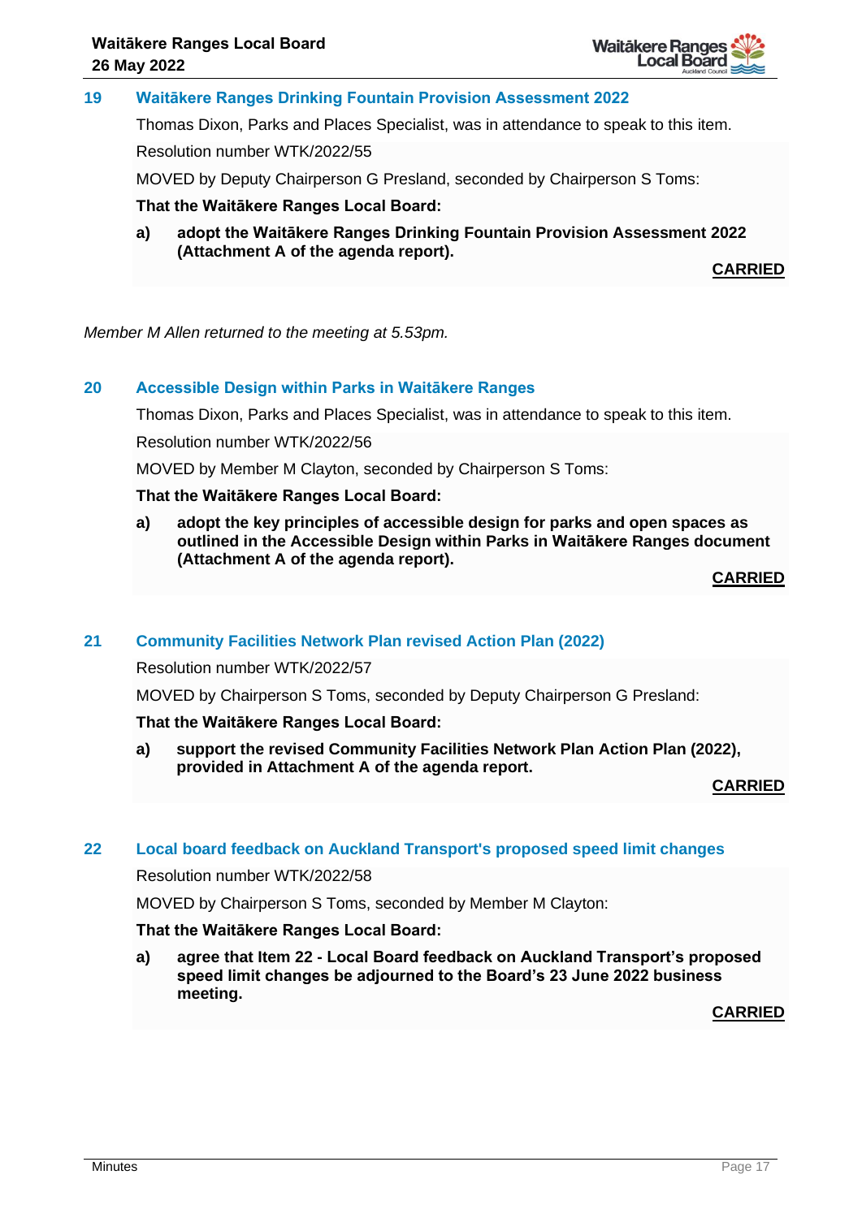## 19 Waitākere Ranges Drinking Fountain Provision Assessment 2022

Thomas Dixon, Parks and Places Specialist, was in attendance to speak to this item.

Resolution number WTK/2022/55

MOVED by Deputy Chairperson G Presland, seconded by Chairperson S Toms:

**That the Waitākere Ranges Local Board:**

**a) adopt the Waitākere Ranges Drinking Fountain Provision Assessment 2022 (Attachment A of the agenda report).**

**CARRIED**

*Member M Allen returned to the meeting at 5.53pm.*

## 20 Accessible Design within Parks in Waitākere Ranges

Thomas Dixon, Parks and Places Specialist, was in attendance to speak to this item.

Resolution number WTK/2022/56

MOVED by Member M Clayton, seconded by Chairperson S Toms:

**That the Waitākere Ranges Local Board:**

**a) adopt the key principles of accessible design for parks and open spaces as outlined in the Accessible Design within Parks in Waitākere Ranges document (Attachment A of the agenda report).**

**CARRIED**

## 21 Community Facilities Network Plan revised Action Plan (2022)

Resolution number WTK/2022/57

MOVED by Chairperson S Toms, seconded by Deputy Chairperson G Presland:

**That the Waitākere Ranges Local Board:**

**a) support the revised Community Facilities Network Plan Action Plan (2022), provided in Attachment A of the agenda report.**

**CARRIED**

## 22 Local board feedback on Auckland Transport's proposed speed limit changes

Resolution number WTK/2022/58

MOVED by Chairperson S Toms, seconded by Member M Clayton:

**That the Waitākere Ranges Local Board:**

**a) agree that Item 22 - Local Board feedback on Auckland Transport's proposed speed limit changes be adjourned to the Board's 23 June 2022 business meeting.**

**CARRIED**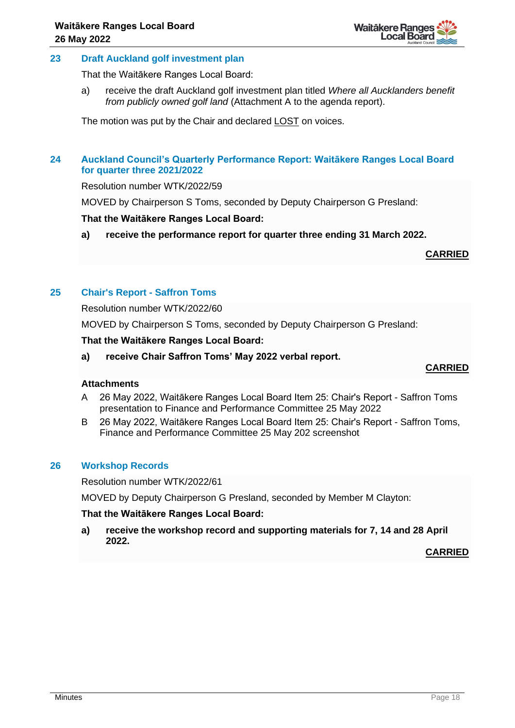## 23 Draft Auckland golf investment plan

That the Waitākere Ranges Local Board:

a) receive the draft Auckland golf investment plan titled *Where all Aucklanders benefit from publicly owned golf land* (Attachment A to the agenda report).

The motion was put by the Chair and declared LOST on voices.

## 24 Auckland Council's Quarterly Performance Report: Waitākere Ranges Local Board for quarter three 2021/2022

Resolution number WTK/2022/59

MOVED by Chairperson S Toms, seconded by Deputy Chairperson G Presland:

**That the Waitākere Ranges Local Board:**

**a) receive the performance report for quarter three ending 31 March 2022.**

**CARRIED**

## 25 Chair's Report - Saffron Toms

Resolution number WTK/2022/60

MOVED by Chairperson S Toms, seconded by Deputy Chairperson G Presland:

**That the Waitākere Ranges Local Board:**

**a) receive Chair Saffron Toms' May 2022 verbal report.**

**CARRIED**

**Attachments**

A 26 May 2022, Waitākere Ranges Local Board Item 25: Chair's Report - Saffron Toms presentation to Finance and Performance Committee 25 May 2022

B 26 May 2022, Waitākere Ranges Local Board Item 25: Chair's Report - Saffron Toms, Finance and Performance Committee 25 May 202 screenshot

## 26 Workshop Records

Resolution number WTK/2022/61

MOVED by Deputy Chairperson G Presland, seconded by Member M Clayton:

**That the Waitākere Ranges Local Board:**

**a) receive the workshop record and supporting materials for 7, 14 and 28 April 2022.**

**CARRIED**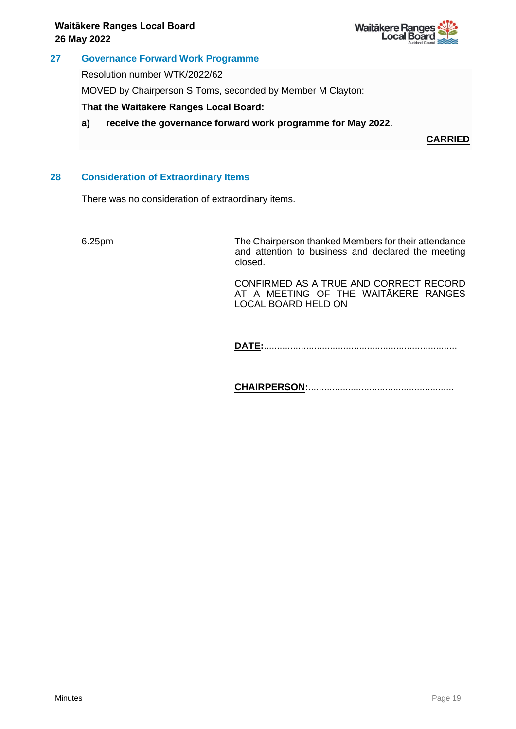## 27 Governance Forward Work Programme

Resolution number WTK/2022/62

MOVED by Chairperson S Toms, seconded by Member M Clayton:

**That the Waitākere Ranges Local Board:**

**a) receive the governance forward work programme for May 2022**.

**CARRIED**

## 28 Consideration of Extraordinary Items

There was no consideration of extraordinary items.

6.25pm

The Chairperson thanked Members for their attendance and attention to business and declared the meeting closed.

CONFIRMED AS A TRUE AND CORRECT RECORD AT A MEETING OF THE WAITĀKERE RANGES LOCAL BOARD HELD ON

**DATE:**.........................................................................

**CHAIRPERSON:**.......................................................